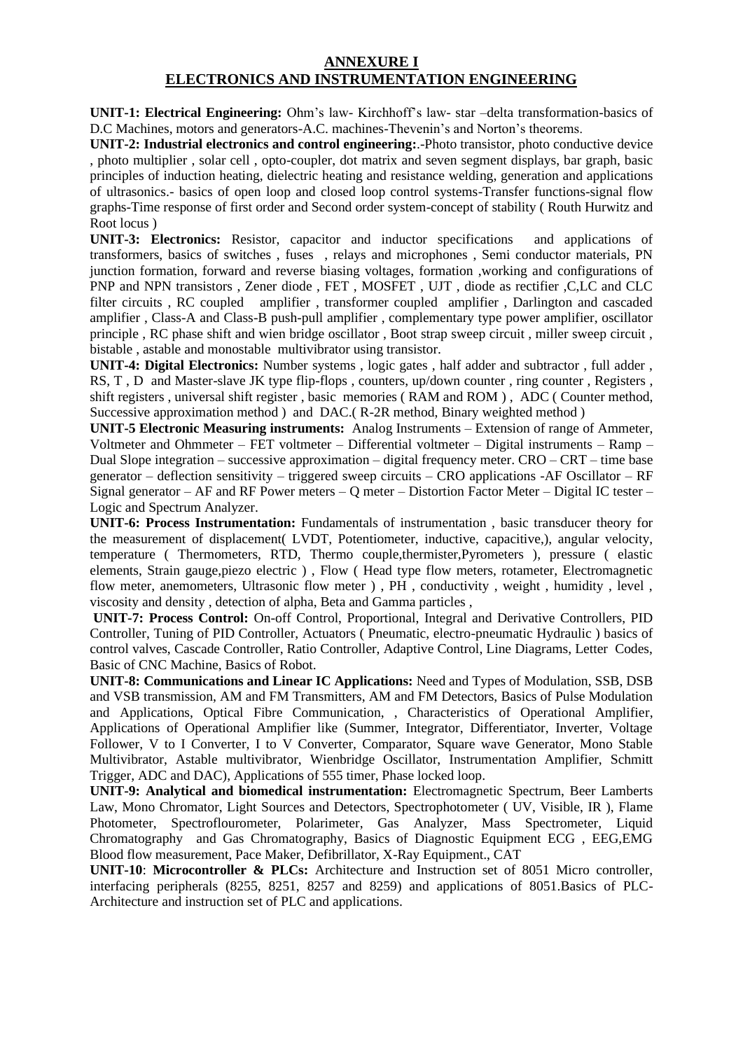# ANNEXURE I
## ELECTRONICS AND INSTRUMENTATION ENGINEERING

**UNIT-1: Electrical Engineering:** Ohm's law- Kirchhoff's law- star –delta transformation-basics of D.C Machines, motors and generators-A.C. machines-Thevenin's and Norton's theorems.

**UNIT-2: Industrial electronics and control engineering:**.-Photo transistor, photo conductive device , photo multiplier , solar cell , opto-coupler, dot matrix and seven segment displays, bar graph, basic principles of induction heating, dielectric heating and resistance welding, generation and applications of ultrasonics.- basics of open loop and closed loop control systems-Transfer functions-signal flow graphs-Time response of first order and Second order system-concept of stability ( Routh Hurwitz and Root locus )

**UNIT-3: Electronics:** Resistor, capacitor and inductor specifications and applications of transformers, basics of switches , fuses , relays and microphones , Semi conductor materials, PN junction formation, forward and reverse biasing voltages, formation ,working and configurations of PNP and NPN transistors , Zener diode , FET , MOSFET , UJT , diode as rectifier ,C,LC and CLC filter circuits , RC coupled amplifier , transformer coupled amplifier , Darlington and cascaded amplifier , Class-A and Class-B push-pull amplifier , complementary type power amplifier, oscillator principle , RC phase shift and wien bridge oscillator , Boot strap sweep circuit , miller sweep circuit , bistable , astable and monostable multivibrator using transistor.

**UNIT-4: Digital Electronics:** Number systems , logic gates , half adder and subtractor , full adder , RS, T , D and Master-slave JK type flip-flops , counters, up/down counter , ring counter , Registers , shift registers , universal shift register , basic memories ( RAM and ROM ) , ADC ( Counter method, Successive approximation method ) and DAC.( R-2R method, Binary weighted method )

**UNIT-5 Electronic Measuring instruments:** Analog Instruments – Extension of range of Ammeter, Voltmeter and Ohmmeter – FET voltmeter – Differential voltmeter – Digital instruments – Ramp – Dual Slope integration – successive approximation – digital frequency meter. CRO – CRT – time base generator – deflection sensitivity – triggered sweep circuits – CRO applications -AF Oscillator – RF Signal generator – AF and RF Power meters – Q meter – Distortion Factor Meter – Digital IC tester – Logic and Spectrum Analyzer.

**UNIT-6: Process Instrumentation:** Fundamentals of instrumentation , basic transducer theory for the measurement of displacement( LVDT, Potentiometer, inductive, capacitive,), angular velocity, temperature ( Thermometers, RTD, Thermo couple,thermister,Pyrometers ), pressure ( elastic elements, Strain gauge,piezo electric ) , Flow ( Head type flow meters, rotameter, Electromagnetic flow meter, anemometers, Ultrasonic flow meter ) , PH , conductivity , weight , humidity , level , viscosity and density , detection of alpha, Beta and Gamma particles ,

**UNIT-7: Process Control:** On-off Control, Proportional, Integral and Derivative Controllers, PID Controller, Tuning of PID Controller, Actuators ( Pneumatic, electro-pneumatic Hydraulic ) basics of control valves, Cascade Controller, Ratio Controller, Adaptive Control, Line Diagrams, Letter Codes, Basic of CNC Machine, Basics of Robot.

**UNIT-8: Communications and Linear IC Applications:** Need and Types of Modulation, SSB, DSB and VSB transmission, AM and FM Transmitters, AM and FM Detectors, Basics of Pulse Modulation and Applications, Optical Fibre Communication, , Characteristics of Operational Amplifier, Applications of Operational Amplifier like (Summer, Integrator, Differentiator, Inverter, Voltage Follower, V to I Converter, I to V Converter, Comparator, Square wave Generator, Mono Stable Multivibrator, Astable multivibrator, Wienbridge Oscillator, Instrumentation Amplifier, Schmitt Trigger, ADC and DAC), Applications of 555 timer, Phase locked loop.

**UNIT-9: Analytical and biomedical instrumentation:** Electromagnetic Spectrum, Beer Lamberts Law, Mono Chromator, Light Sources and Detectors, Spectrophotometer ( UV, Visible, IR ), Flame Photometer, Spectroflourometer, Polarimeter, Gas Analyzer, Mass Spectrometer, Liquid Chromatography and Gas Chromatography, Basics of Diagnostic Equipment ECG , EEG,EMG Blood flow measurement, Pace Maker, Defibrillator, X-Ray Equipment., CAT

**UNIT-10**: **Microcontroller & PLCs:** Architecture and Instruction set of 8051 Micro controller, interfacing peripherals (8255, 8251, 8257 and 8259) and applications of 8051.Basics of PLC-Architecture and instruction set of PLC and applications.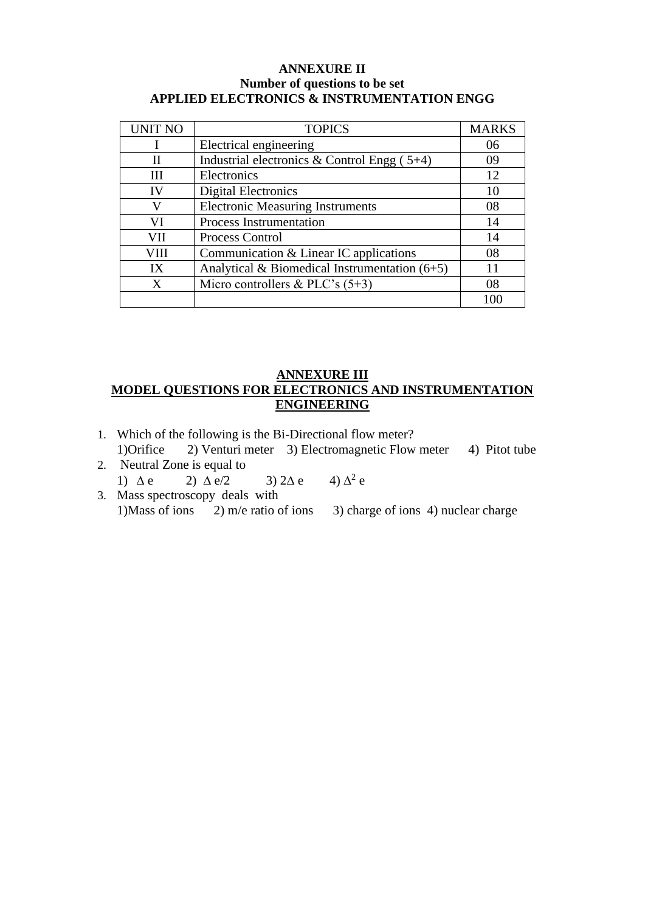**ANNEXURE II**
**Number of questions to be set**
**APPLIED ELECTRONICS & INSTRUMENTATION ENGG**

| UNIT NO | TOPICS | MARKS |
|---|---|---|
| I | Electrical engineering | 06 |
| II | Industrial electronics & Control Engg ( 5+4) | 09 |
| III | Electronics | 12 |
| IV | Digital Electronics | 10 |
| V | Electronic Measuring Instruments | 08 |
| VI | Process Instrumentation | 14 |
| VII | Process Control | 14 |
| VIII | Communication & Linear IC applications | 08 |
| IX | Analytical & Biomedical Instrumentation (6+5) | 11 |
| X | Micro controllers & PLC's (5+3) | 08 |
| | | 100 |

**ANNEXURE III**
**MODEL QUESTIONS FOR ELECTRONICS AND INSTRUMENTATION ENGINEERING**

1. Which of the following is the Bi-Directional flow meter?
   1)Orifice  2) Venturi meter  3) Electromagnetic Flow meter  4) Pitot tube
2. Neutral Zone is equal to
   1) $\Delta$ e  2) $\Delta$ e/2  3) 2$\Delta$ e  4) $\Delta^2$ e
3. Mass spectroscopy deals with
   1)Mass of ions  2) m/e ratio of ions  3) charge of ions  4) nuclear charge